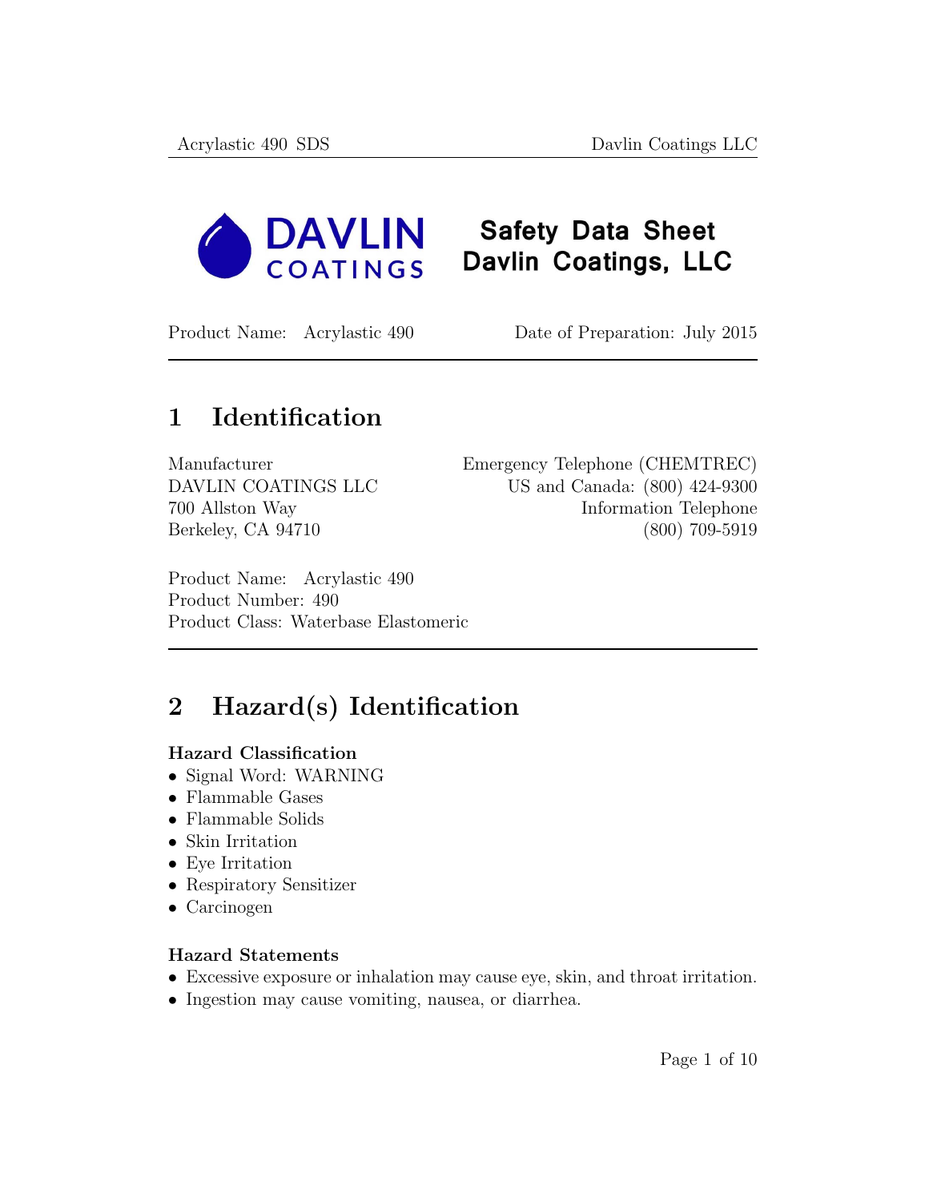# Safety Data Sheet
# Davlin Coatings, LLC

DAVLIN COATINGS

Product Name: Acrylastic 490 Date of Preparation: July 2015

## 1 Identification

Manufacturer
DAVLIN COATINGS LLC
700 Allston Way
Berkeley, CA 94710

Emergency Telephone (CHEMTREC)
US and Canada: (800) 424-9300
Information Telephone
(800) 709-5919

Product Name: Acrylastic 490
Product Number: 490
Product Class: Waterbase Elastomeric

## 2 Hazard(s) Identification

### Hazard Classification

- Signal Word: WARNING
- Flammable Gases
- Flammable Solids
- Skin Irritation
- Eye Irritation
- Respiratory Sensitizer
- Carcinogen

### Hazard Statements

- Excessive exposure or inhalation may cause eye, skin, and throat irritation.
- Ingestion may cause vomiting, nausea, or diarrhea.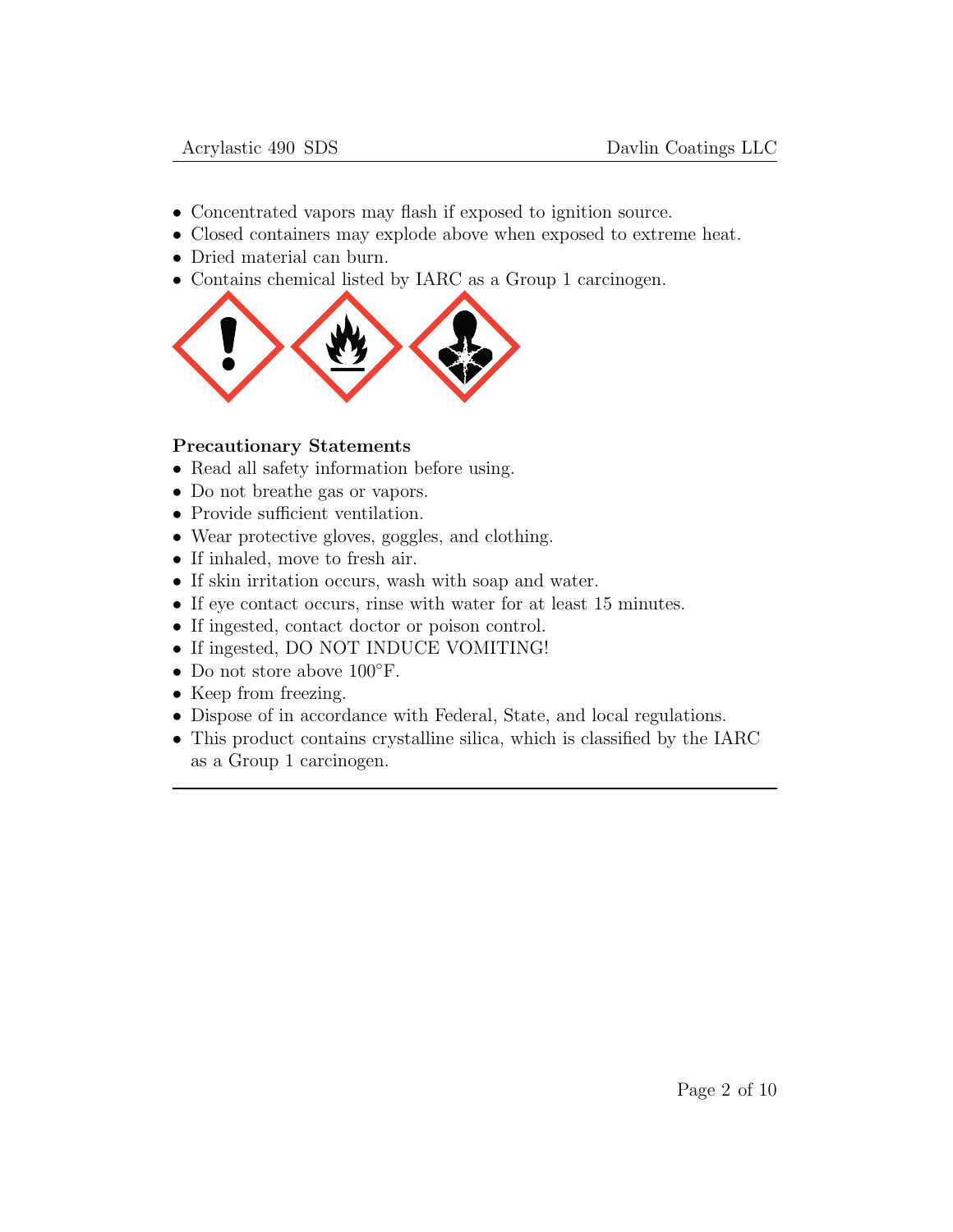- Concentrated vapors may flash if exposed to ignition source.
- Closed containers may explode above when exposed to extreme heat.
- Dried material can burn.
- Contains chemical listed by IARC as a Group 1 carcinogen.

**Precautionary Statements**

- Read all safety information before using.
- Do not breathe gas or vapors.
- Provide sufficient ventilation.
- Wear protective gloves, goggles, and clothing.
- If inhaled, move to fresh air.
- If skin irritation occurs, wash with soap and water.
- If eye contact occurs, rinse with water for at least 15 minutes.
- If ingested, contact doctor or poison control.
- If ingested, DO NOT INDUCE VOMITING!
- Do not store above 100°F.
- Keep from freezing.
- Dispose of in accordance with Federal, State, and local regulations.
- This product contains crystalline silica, which is classified by the IARC as a Group 1 carcinogen.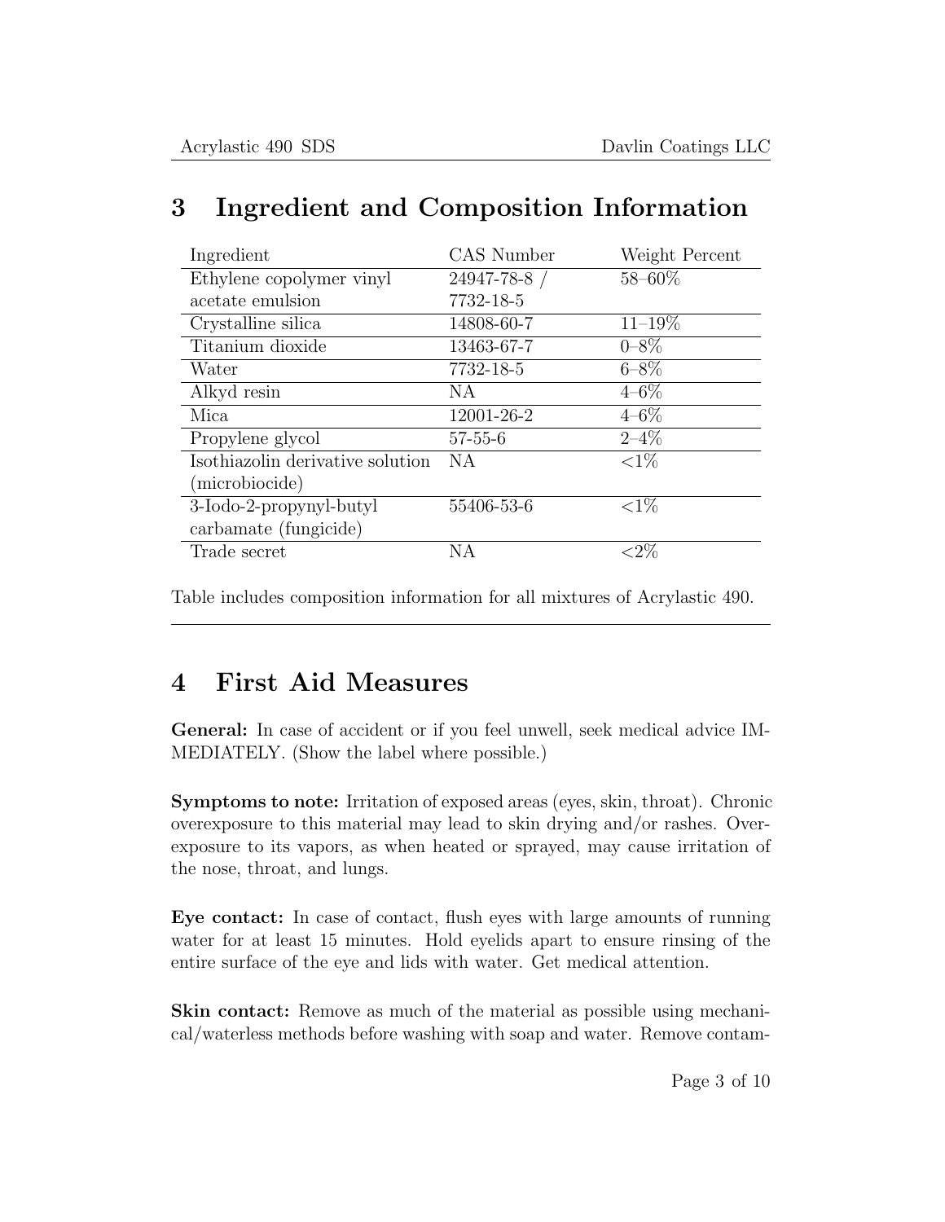## 3 Ingredient and Composition Information

| Ingredient | CAS Number | Weight Percent |
|---|---|---|
| Ethylene copolymer vinyl acetate emulsion | 24947-78-8 / 7732-18-5 | 58–60% |
| Crystalline silica | 14808-60-7 | 11–19% |
| Titanium dioxide | 13463-67-7 | 0–8% |
| Water | 7732-18-5 | 6–8% |
| Alkyd resin | NA | 4–6% |
| Mica | 12001-26-2 | 4–6% |
| Propylene glycol | 57-55-6 | 2–4% |
| Isothiazolin derivative solution (microbiocide) | NA | <1% |
| 3-Iodo-2-propynyl-butyl carbamate (fungicide) | 55406-53-6 | <1% |
| Trade secret | NA | <2% |

Table includes composition information for all mixtures of Acrylastic 490.

## 4 First Aid Measures

**General:** In case of accident or if you feel unwell, seek medical advice IMMEDIATELY. (Show the label where possible.)

**Symptoms to note:** Irritation of exposed areas (eyes, skin, throat). Chronic overexposure to this material may lead to skin drying and/or rashes. Overexposure to its vapors, as when heated or sprayed, may cause irritation of the nose, throat, and lungs.

**Eye contact:** In case of contact, flush eyes with large amounts of running water for at least 15 minutes. Hold eyelids apart to ensure rinsing of the entire surface of the eye and lids with water. Get medical attention.

**Skin contact:** Remove as much of the material as possible using mechanical/waterless methods before washing with soap and water. Remove contam-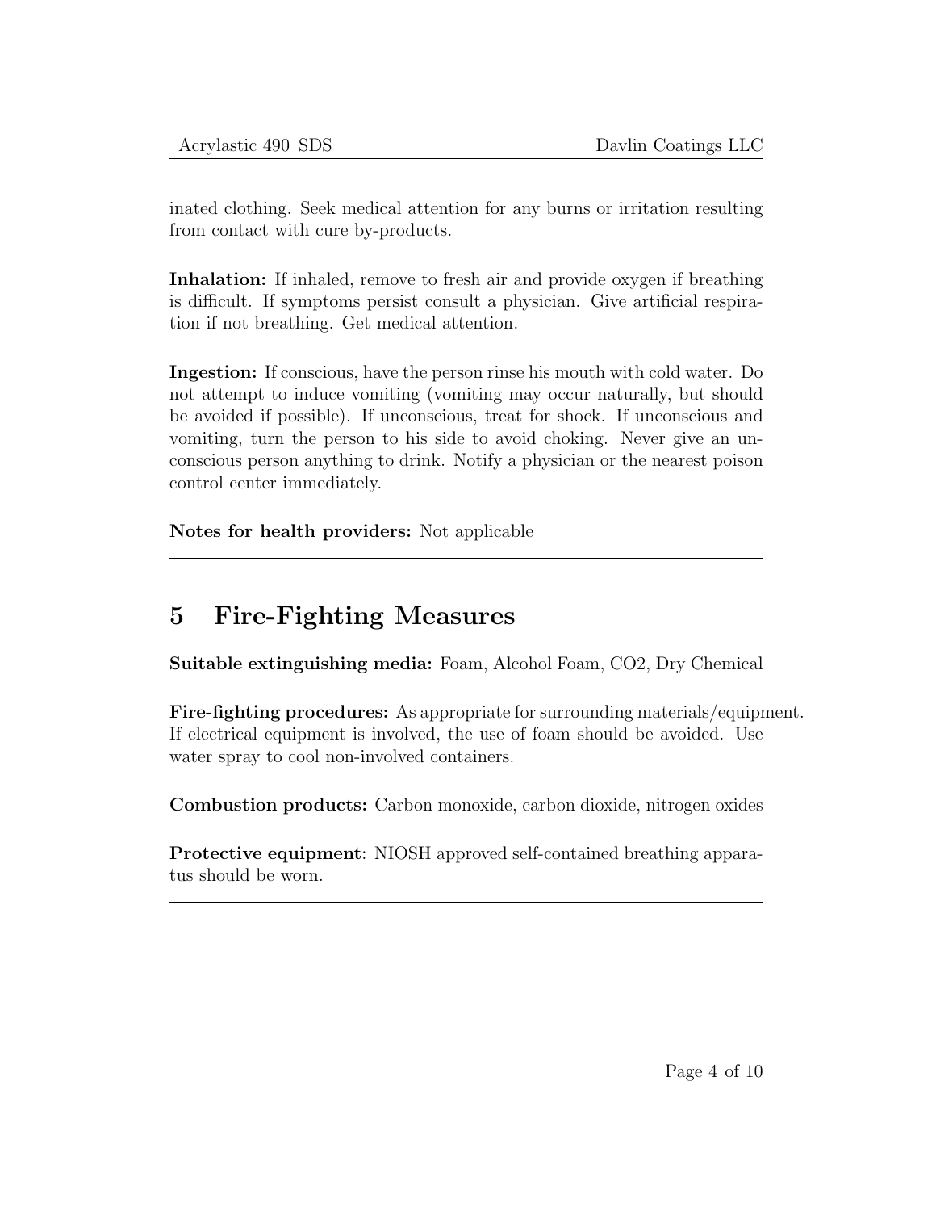inated clothing. Seek medical attention for any burns or irritation resulting from contact with cure by-products.

**Inhalation:** If inhaled, remove to fresh air and provide oxygen if breathing is difficult. If symptoms persist consult a physician. Give artificial respiration if not breathing. Get medical attention.

**Ingestion:** If conscious, have the person rinse his mouth with cold water. Do not attempt to induce vomiting (vomiting may occur naturally, but should be avoided if possible). If unconscious, treat for shock. If unconscious and vomiting, turn the person to his side to avoid choking. Never give an unconscious person anything to drink. Notify a physician or the nearest poison control center immediately.

**Notes for health providers:** Not applicable

---

## 5 Fire-Fighting Measures

**Suitable extinguishing media:** Foam, Alcohol Foam, $CO_2$, Dry Chemical

**Fire-fighting procedures:** As appropriate for surrounding materials/equipment. If electrical equipment is involved, the use of foam should be avoided. Use water spray to cool non-involved containers.

**Combustion products:** Carbon monoxide, carbon dioxide, nitrogen oxides

**Protective equipment**: NIOSH approved self-contained breathing apparatus should be worn.

---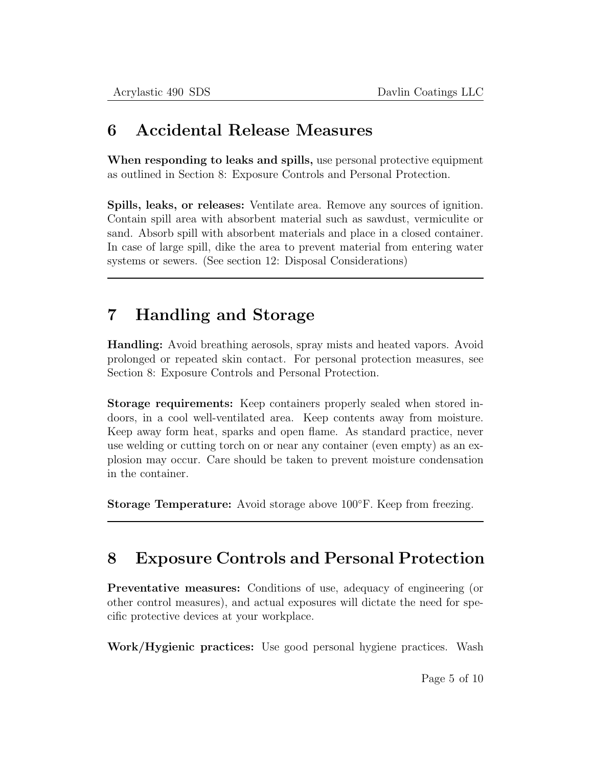## 6 Accidental Release Measures

**When responding to leaks and spills,** use personal protective equipment as outlined in Section 8: Exposure Controls and Personal Protection.

**Spills, leaks, or releases:** Ventilate area. Remove any sources of ignition. Contain spill area with absorbent material such as sawdust, vermiculite or sand. Absorb spill with absorbent materials and place in a closed container. In case of large spill, dike the area to prevent material from entering water systems or sewers. (See section 12: Disposal Considerations)

---

## 7 Handling and Storage

**Handling:** Avoid breathing aerosols, spray mists and heated vapors. Avoid prolonged or repeated skin contact. For personal protection measures, see Section 8: Exposure Controls and Personal Protection.

**Storage requirements:** Keep containers properly sealed when stored indoors, in a cool well-ventilated area. Keep contents away from moisture. Keep away form heat, sparks and open flame. As standard practice, never use welding or cutting torch on or near any container (even empty) as an explosion may occur. Care should be taken to prevent moisture condensation in the container.

**Storage Temperature:** Avoid storage above 100°F. Keep from freezing.

---

## 8 Exposure Controls and Personal Protection

**Preventative measures:** Conditions of use, adequacy of engineering (or other control measures), and actual exposures will dictate the need for specific protective devices at your workplace.

**Work/Hygienic practices:** Use good personal hygiene practices. Wash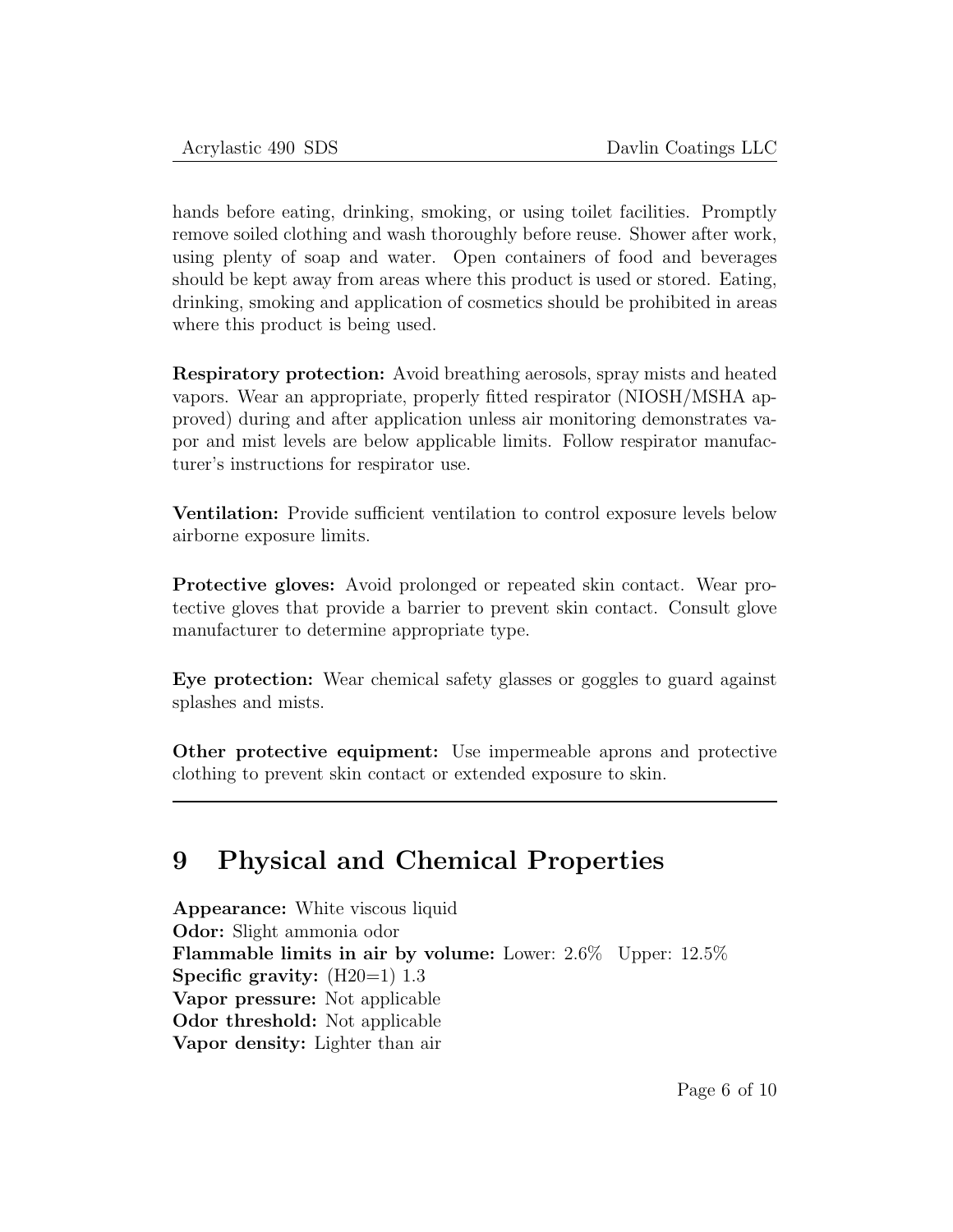hands before eating, drinking, smoking, or using toilet facilities. Promptly remove soiled clothing and wash thoroughly before reuse. Shower after work, using plenty of soap and water. Open containers of food and beverages should be kept away from areas where this product is used or stored. Eating, drinking, smoking and application of cosmetics should be prohibited in areas where this product is being used.

**Respiratory protection:** Avoid breathing aerosols, spray mists and heated vapors. Wear an appropriate, properly fitted respirator (NIOSH/MSHA approved) during and after application unless air monitoring demonstrates vapor and mist levels are below applicable limits. Follow respirator manufacturer's instructions for respirator use.

**Ventilation:** Provide sufficient ventilation to control exposure levels below airborne exposure limits.

**Protective gloves:** Avoid prolonged or repeated skin contact. Wear protective gloves that provide a barrier to prevent skin contact. Consult glove manufacturer to determine appropriate type.

**Eye protection:** Wear chemical safety glasses or goggles to guard against splashes and mists.

**Other protective equipment:** Use impermeable aprons and protective clothing to prevent skin contact or extended exposure to skin.

---

# 9 Physical and Chemical Properties

**Appearance:** White viscous liquid
**Odor:** Slight ammonia odor
**Flammable limits in air by volume:** Lower: 2.6% Upper: 12.5%
**Specific gravity:** (H20=1) 1.3
**Vapor pressure:** Not applicable
**Odor threshold:** Not applicable
**Vapor density:** Lighter than air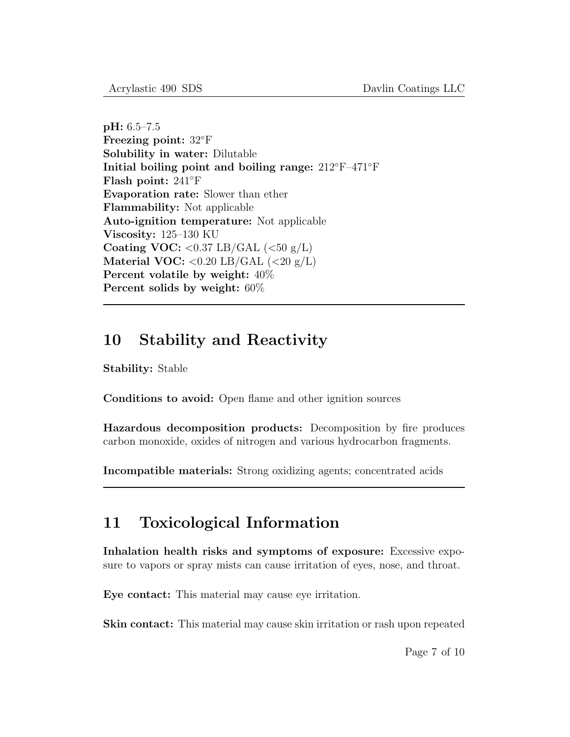**pH:** 6.5–7.5
**Freezing point:** 32°F
**Solubility in water:** Dilutable
**Initial boiling point and boiling range:** 212°F–471°F
**Flash point:** 241°F
**Evaporation rate:** Slower than ether
**Flammability:** Not applicable
**Auto-ignition temperature:** Not applicable
**Viscosity:** 125–130 KU
**Coating VOC:** <0.37 LB/GAL (<50 g/L)
**Material VOC:** <0.20 LB/GAL (<20 g/L)
**Percent volatile by weight:** 40%
**Percent solids by weight:** 60%

---

## 10 Stability and Reactivity

**Stability:** Stable

**Conditions to avoid:** Open flame and other ignition sources

**Hazardous decomposition products:** Decomposition by fire produces carbon monoxide, oxides of nitrogen and various hydrocarbon fragments.

**Incompatible materials:** Strong oxidizing agents; concentrated acids

---

## 11 Toxicological Information

**Inhalation health risks and symptoms of exposure:** Excessive exposure to vapors or spray mists can cause irritation of eyes, nose, and throat.

**Eye contact:** This material may cause eye irritation.

**Skin contact:** This material may cause skin irritation or rash upon repeated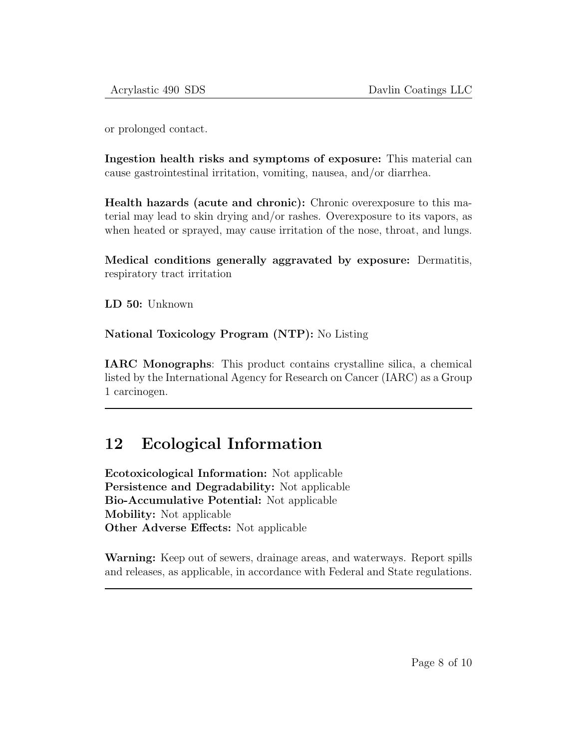or prolonged contact.

**Ingestion health risks and symptoms of exposure:** This material can cause gastrointestinal irritation, vomiting, nausea, and/or diarrhea.

**Health hazards (acute and chronic):** Chronic overexposure to this material may lead to skin drying and/or rashes. Overexposure to its vapors, as when heated or sprayed, may cause irritation of the nose, throat, and lungs.

**Medical conditions generally aggravated by exposure:** Dermatitis, respiratory tract irritation

**LD 50:** Unknown

**National Toxicology Program (NTP):** No Listing

**IARC Monographs**: This product contains crystalline silica, a chemical listed by the International Agency for Research on Cancer (IARC) as a Group 1 carcinogen.

---

## 12 Ecological Information

**Ecotoxicological Information:** Not applicable
**Persistence and Degradability:** Not applicable
**Bio-Accumulative Potential:** Not applicable
**Mobility:** Not applicable
**Other Adverse Effects:** Not applicable

**Warning:** Keep out of sewers, drainage areas, and waterways. Report spills and releases, as applicable, in accordance with Federal and State regulations.

---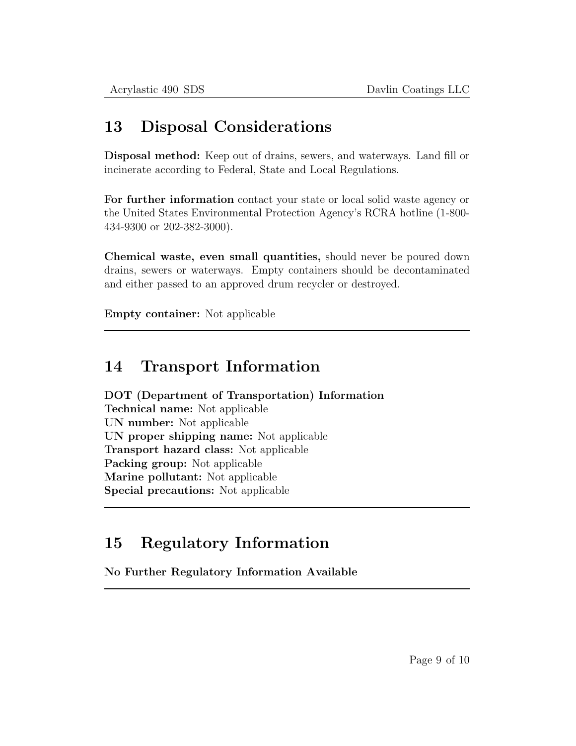## 13 Disposal Considerations

**Disposal method:** Keep out of drains, sewers, and waterways. Land fill or incinerate according to Federal, State and Local Regulations.

**For further information** contact your state or local solid waste agency or the United States Environmental Protection Agency's RCRA hotline (1-800-434-9300 or 202-382-3000).

**Chemical waste, even small quantities,** should never be poured down drains, sewers or waterways. Empty containers should be decontaminated and either passed to an approved drum recycler or destroyed.

**Empty container:** Not applicable

---

## 14 Transport Information

**DOT (Department of Transportation) Information**
**Technical name:** Not applicable
**UN number:** Not applicable
**UN proper shipping name:** Not applicable
**Transport hazard class:** Not applicable
**Packing group:** Not applicable
**Marine pollutant:** Not applicable
**Special precautions:** Not applicable

---

## 15 Regulatory Information

**No Further Regulatory Information Available**

---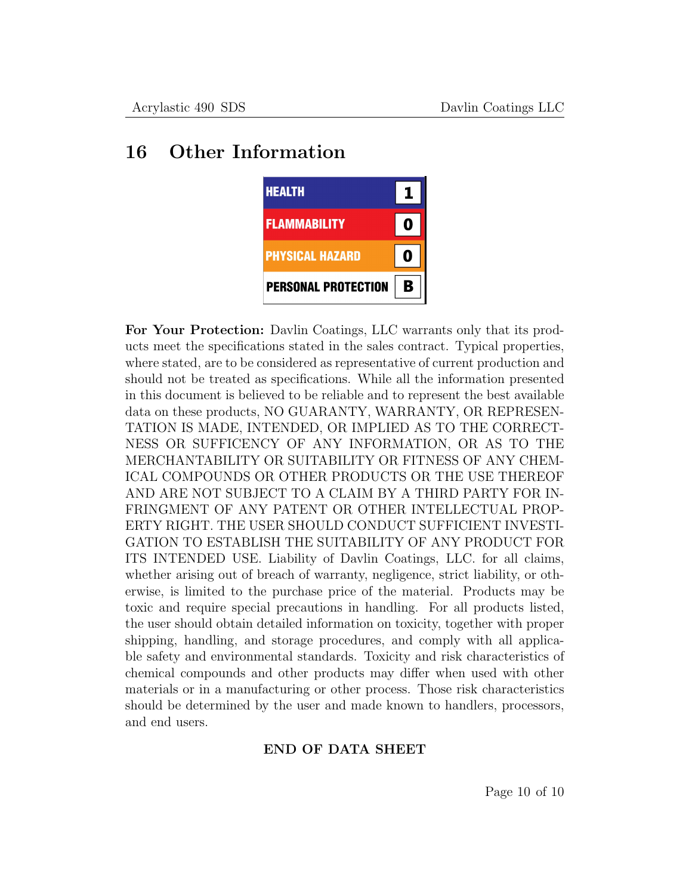## 16 Other Information

| | |
|---|---|
| HEALTH | 1 |
| FLAMMABILITY | 0 |
| PHYSICAL HAZARD | 0 |
| PERSONAL PROTECTION | B |

**For Your Protection:** Davlin Coatings, LLC warrants only that its products meet the specifications stated in the sales contract. Typical properties, where stated, are to be considered as representative of current production and should not be treated as specifications. While all the information presented in this document is believed to be reliable and to represent the best available data on these products, NO GUARANTY, WARRANTY, OR REPRESENTATION IS MADE, INTENDED, OR IMPLIED AS TO THE CORRECTNESS OR SUFFICENCY OF ANY INFORMATION, OR AS TO THE MERCHANTABILITY OR SUITABILITY OR FITNESS OF ANY CHEMICAL COMPOUNDS OR OTHER PRODUCTS OR THE USE THEREOF AND ARE NOT SUBJECT TO A CLAIM BY A THIRD PARTY FOR INFRINGMENT OF ANY PATENT OR OTHER INTELLECTUAL PROPERTY RIGHT. THE USER SHOULD CONDUCT SUFFICIENT INVESTIGATION TO ESTABLISH THE SUITABILITY OF ANY PRODUCT FOR ITS INTENDED USE. Liability of Davlin Coatings, LLC. for all claims, whether arising out of breach of warranty, negligence, strict liability, or otherwise, is limited to the purchase price of the material. Products may be toxic and require special precautions in handling. For all products listed, the user should obtain detailed information on toxicity, together with proper shipping, handling, and storage procedures, and comply with all applicable safety and environmental standards. Toxicity and risk characteristics of chemical compounds and other products may differ when used with other materials or in a manufacturing or other process. Those risk characteristics should be determined by the user and made known to handlers, processors, and end users.

**END OF DATA SHEET**